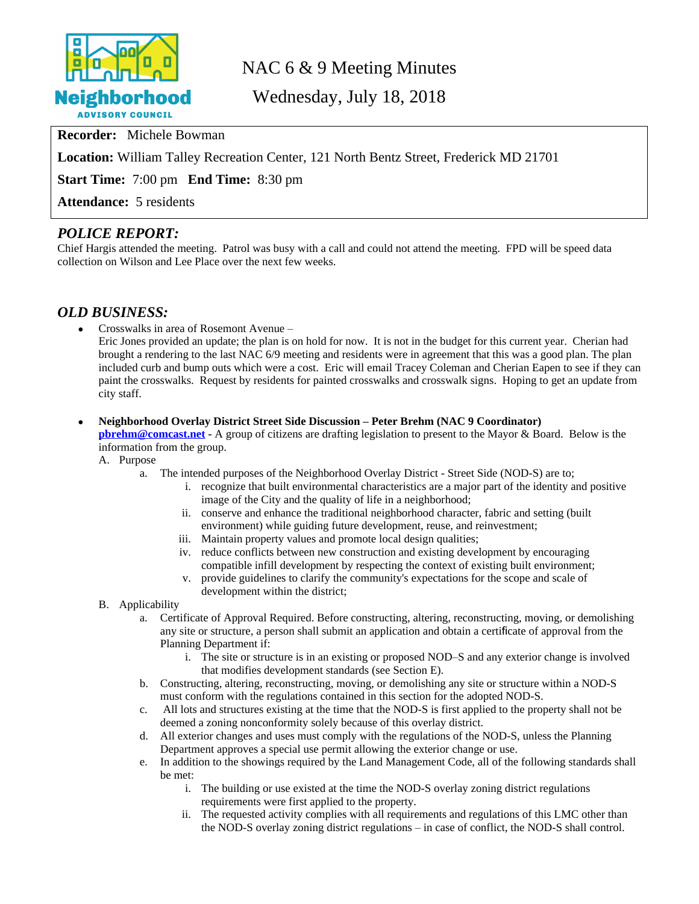Neighborhood ADVISORY COUNCIL

# NAC 6 & 9 Meeting Minutes

## Wednesday, July 18, 2018

**Recorder:** Michele Bowman

**Location:** William Talley Recreation Center, 121 North Bentz Street, Frederick MD 21701

**Start Time:** 7:00 pm **End Time:** 8:30 pm

**Attendance:** 5 residents

## *POLICE REPORT:*

Chief Hargis attended the meeting. Patrol was busy with a call and could not attend the meeting. FPD will be speed data collection on Wilson and Lee Place over the next few weeks.

## *OLD BUSINESS:*

- Crosswalks in area of Rosemont Avenue –
  Eric Jones provided an update; the plan is on hold for now. It is not in the budget for this current year. Cherian had brought a rendering to the last NAC 6/9 meeting and residents were in agreement that this was a good plan. The plan included curb and bump outs which were a cost. Eric will email Tracey Coleman and Cherian Eapen to see if they can paint the crosswalks. Request by residents for painted crosswalks and crosswalk signs. Hoping to get an update from city staff.

- **Neighborhood Overlay District Street Side Discussion – Peter Brehm (NAC 9 Coordinator)** **pbrehm@comcast.net** - A group of citizens are drafting legislation to present to the Mayor & Board. Below is the information from the group.

  A. Purpose
     a. The intended purposes of the Neighborhood Overlay District - Street Side (NOD-S) are to;
        i. recognize that built environmental characteristics are a major part of the identity and positive image of the City and the quality of life in a neighborhood;
        ii. conserve and enhance the traditional neighborhood character, fabric and setting (built environment) while guiding future development, reuse, and reinvestment;
        iii. Maintain property values and promote local design qualities;
        iv. reduce conflicts between new construction and existing development by encouraging compatible infill development by respecting the context of existing built environment;
        v. provide guidelines to clarify the community's expectations for the scope and scale of development within the district;

  B. Applicability
     a. Certificate of Approval Required. Before constructing, altering, reconstructing, moving, or demolishing any site or structure, a person shall submit an application and obtain a certificate of approval from the Planning Department if:
        i. The site or structure is in an existing or proposed NOD–S and any exterior change is involved that modifies development standards (see Section E).
     b. Constructing, altering, reconstructing, moving, or demolishing any site or structure within a NOD-S must conform with the regulations contained in this section for the adopted NOD-S.
     c. All lots and structures existing at the time that the NOD-S is first applied to the property shall not be deemed a zoning nonconformity solely because of this overlay district.
     d. All exterior changes and uses must comply with the regulations of the NOD-S, unless the Planning Department approves a special use permit allowing the exterior change or use.
     e. In addition to the showings required by the Land Management Code, all of the following standards shall be met:
        i. The building or use existed at the time the NOD-S overlay zoning district regulations requirements were first applied to the property.
        ii. The requested activity complies with all requirements and regulations of this LMC other than the NOD-S overlay zoning district regulations – in case of conflict, the NOD-S shall control.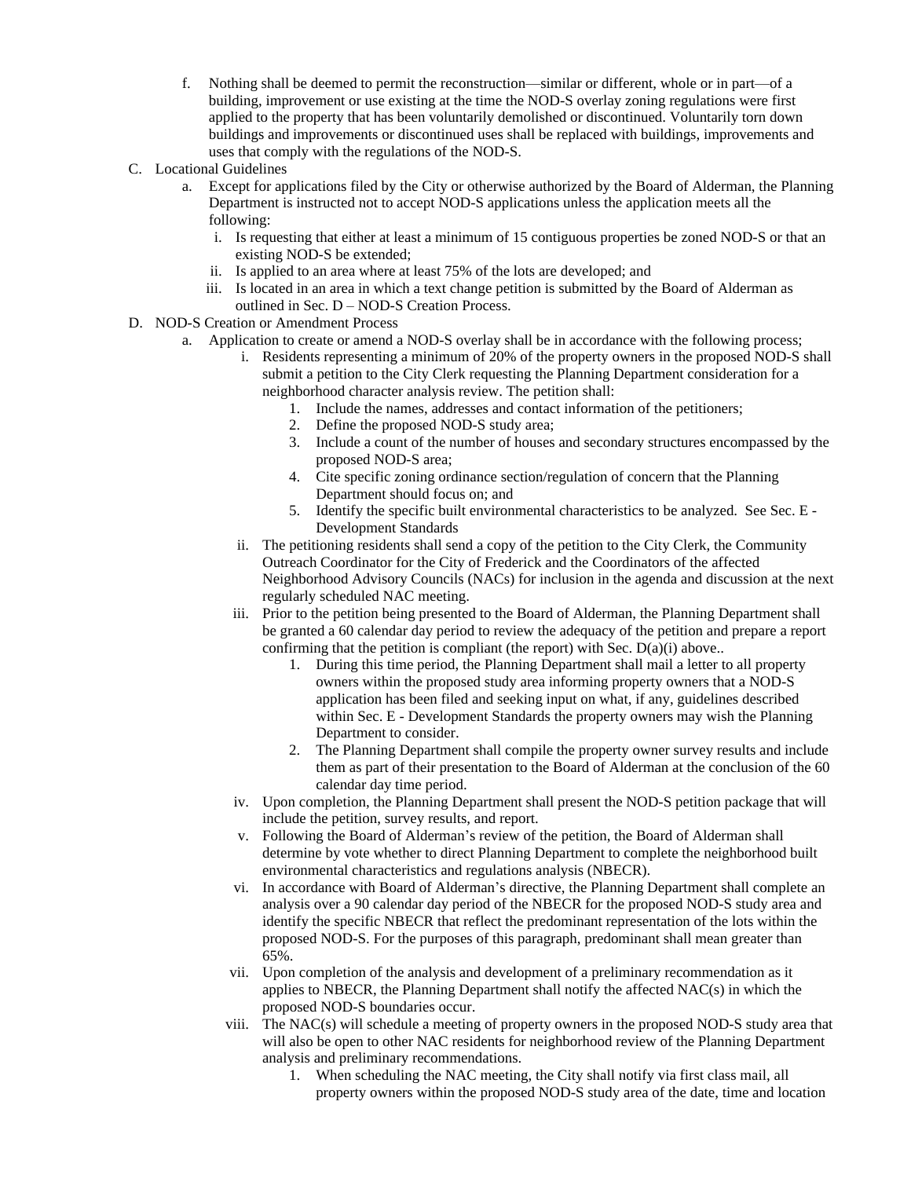f. Nothing shall be deemed to permit the reconstruction—similar or different, whole or in part—of a building, improvement or use existing at the time the NOD-S overlay zoning regulations were first applied to the property that has been voluntarily demolished or discontinued. Voluntarily torn down buildings and improvements or discontinued uses shall be replaced with buildings, improvements and uses that comply with the regulations of the NOD-S.

C. Locational Guidelines

a. Except for applications filed by the City or otherwise authorized by the Board of Alderman, the Planning Department is instructed not to accept NOD-S applications unless the application meets all the following:

i. Is requesting that either at least a minimum of 15 contiguous properties be zoned NOD-S or that an existing NOD-S be extended;

ii. Is applied to an area where at least 75% of the lots are developed; and

iii. Is located in an area in which a text change petition is submitted by the Board of Alderman as outlined in Sec. D – NOD-S Creation Process.

D. NOD-S Creation or Amendment Process

a. Application to create or amend a NOD-S overlay shall be in accordance with the following process;

i. Residents representing a minimum of 20% of the property owners in the proposed NOD-S shall submit a petition to the City Clerk requesting the Planning Department consideration for a neighborhood character analysis review. The petition shall:

1. Include the names, addresses and contact information of the petitioners;
2. Define the proposed NOD-S study area;
3. Include a count of the number of houses and secondary structures encompassed by the proposed NOD-S area;
4. Cite specific zoning ordinance section/regulation of concern that the Planning Department should focus on; and
5. Identify the specific built environmental characteristics to be analyzed. See Sec. E - Development Standards

ii. The petitioning residents shall send a copy of the petition to the City Clerk, the Community Outreach Coordinator for the City of Frederick and the Coordinators of the affected Neighborhood Advisory Councils (NACs) for inclusion in the agenda and discussion at the next regularly scheduled NAC meeting.

iii. Prior to the petition being presented to the Board of Alderman, the Planning Department shall be granted a 60 calendar day period to review the adequacy of the petition and prepare a report confirming that the petition is compliant (the report) with Sec. D(a)(i) above..

1. During this time period, the Planning Department shall mail a letter to all property owners within the proposed study area informing property owners that a NOD-S application has been filed and seeking input on what, if any, guidelines described within Sec. E - Development Standards the property owners may wish the Planning Department to consider.
2. The Planning Department shall compile the property owner survey results and include them as part of their presentation to the Board of Alderman at the conclusion of the 60 calendar day time period.

iv. Upon completion, the Planning Department shall present the NOD-S petition package that will include the petition, survey results, and report.

v. Following the Board of Alderman's review of the petition, the Board of Alderman shall determine by vote whether to direct Planning Department to complete the neighborhood built environmental characteristics and regulations analysis (NBECR).

vi. In accordance with Board of Alderman's directive, the Planning Department shall complete an analysis over a 90 calendar day period of the NBECR for the proposed NOD-S study area and identify the specific NBECR that reflect the predominant representation of the lots within the proposed NOD-S. For the purposes of this paragraph, predominant shall mean greater than 65%.

vii. Upon completion of the analysis and development of a preliminary recommendation as it applies to NBECR, the Planning Department shall notify the affected NAC(s) in which the proposed NOD-S boundaries occur.

viii. The NAC(s) will schedule a meeting of property owners in the proposed NOD-S study area that will also be open to other NAC residents for neighborhood review of the Planning Department analysis and preliminary recommendations.

1. When scheduling the NAC meeting, the City shall notify via first class mail, all property owners within the proposed NOD-S study area of the date, time and location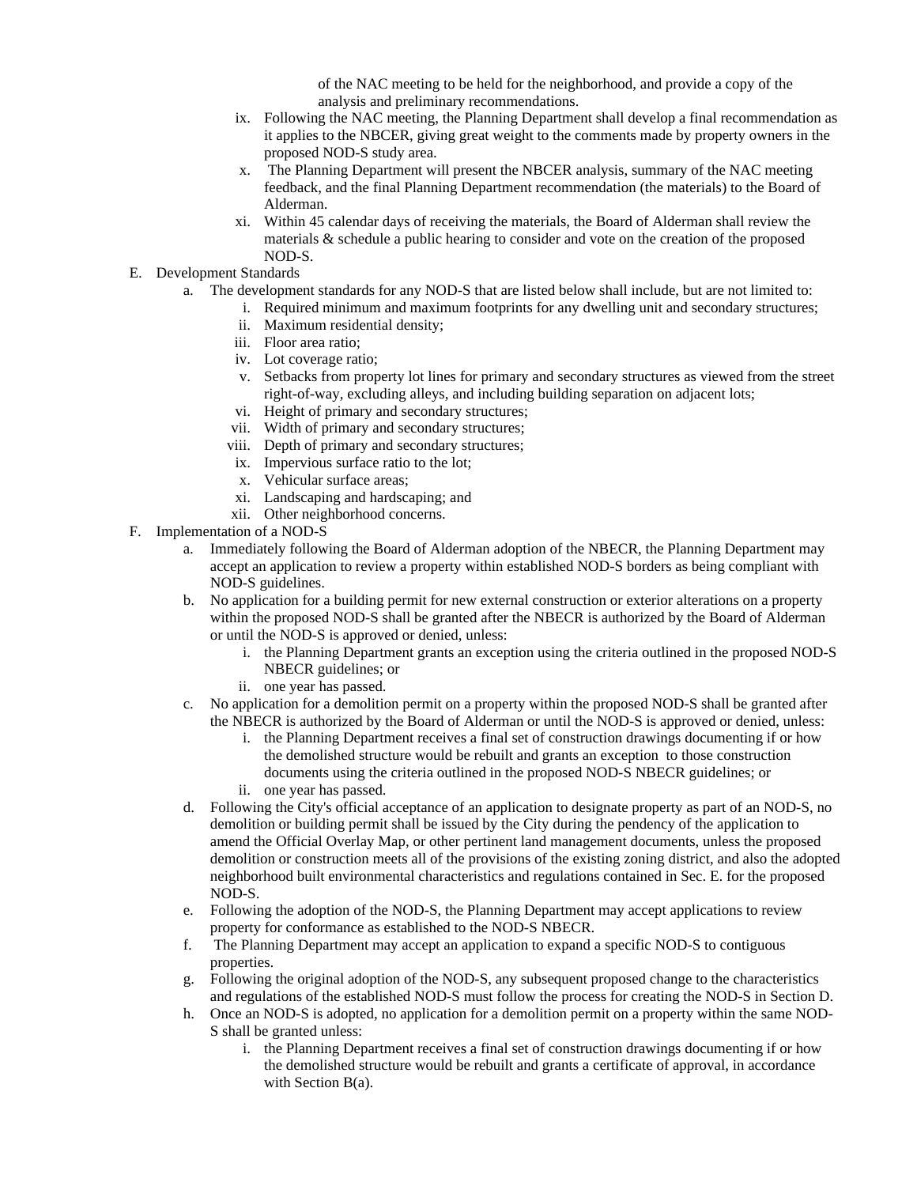of the NAC meeting to be held for the neighborhood, and provide a copy of the analysis and preliminary recommendations.

ix. Following the NAC meeting, the Planning Department shall develop a final recommendation as it applies to the NBCER, giving great weight to the comments made by property owners in the proposed NOD-S study area.

x. The Planning Department will present the NBCER analysis, summary of the NAC meeting feedback, and the final Planning Department recommendation (the materials) to the Board of Alderman.

xi. Within 45 calendar days of receiving the materials, the Board of Alderman shall review the materials & schedule a public hearing to consider and vote on the creation of the proposed NOD-S.

E. Development Standards

a. The development standards for any NOD-S that are listed below shall include, but are not limited to:

i. Required minimum and maximum footprints for any dwelling unit and secondary structures;
ii. Maximum residential density;
iii. Floor area ratio;
iv. Lot coverage ratio;
v. Setbacks from property lot lines for primary and secondary structures as viewed from the street right-of-way, excluding alleys, and including building separation on adjacent lots;
vi. Height of primary and secondary structures;
vii. Width of primary and secondary structures;
viii. Depth of primary and secondary structures;
ix. Impervious surface ratio to the lot;
x. Vehicular surface areas;
xi. Landscaping and hardscaping; and
xii. Other neighborhood concerns.

F. Implementation of a NOD-S

a. Immediately following the Board of Alderman adoption of the NBECR, the Planning Department may accept an application to review a property within established NOD-S borders as being compliant with NOD-S guidelines.

b. No application for a building permit for new external construction or exterior alterations on a property within the proposed NOD-S shall be granted after the NBECR is authorized by the Board of Alderman or until the NOD-S is approved or denied, unless:

i. the Planning Department grants an exception using the criteria outlined in the proposed NOD-S NBECR guidelines; or
ii. one year has passed.

c. No application for a demolition permit on a property within the proposed NOD-S shall be granted after the NBECR is authorized by the Board of Alderman or until the NOD-S is approved or denied, unless:

i. the Planning Department receives a final set of construction drawings documenting if or how the demolished structure would be rebuilt and grants an exception to those construction documents using the criteria outlined in the proposed NOD-S NBECR guidelines; or
ii. one year has passed.

d. Following the City's official acceptance of an application to designate property as part of an NOD-S, no demolition or building permit shall be issued by the City during the pendency of the application to amend the Official Overlay Map, or other pertinent land management documents, unless the proposed demolition or construction meets all of the provisions of the existing zoning district, and also the adopted neighborhood built environmental characteristics and regulations contained in Sec. E. for the proposed NOD-S.

e. Following the adoption of the NOD-S, the Planning Department may accept applications to review property for conformance as established to the NOD-S NBECR.

f. The Planning Department may accept an application to expand a specific NOD-S to contiguous properties.

g. Following the original adoption of the NOD-S, any subsequent proposed change to the characteristics and regulations of the established NOD-S must follow the process for creating the NOD-S in Section D.

h. Once an NOD-S is adopted, no application for a demolition permit on a property within the same NOD-S shall be granted unless:

i. the Planning Department receives a final set of construction drawings documenting if or how the demolished structure would be rebuilt and grants a certificate of approval, in accordance with Section B(a).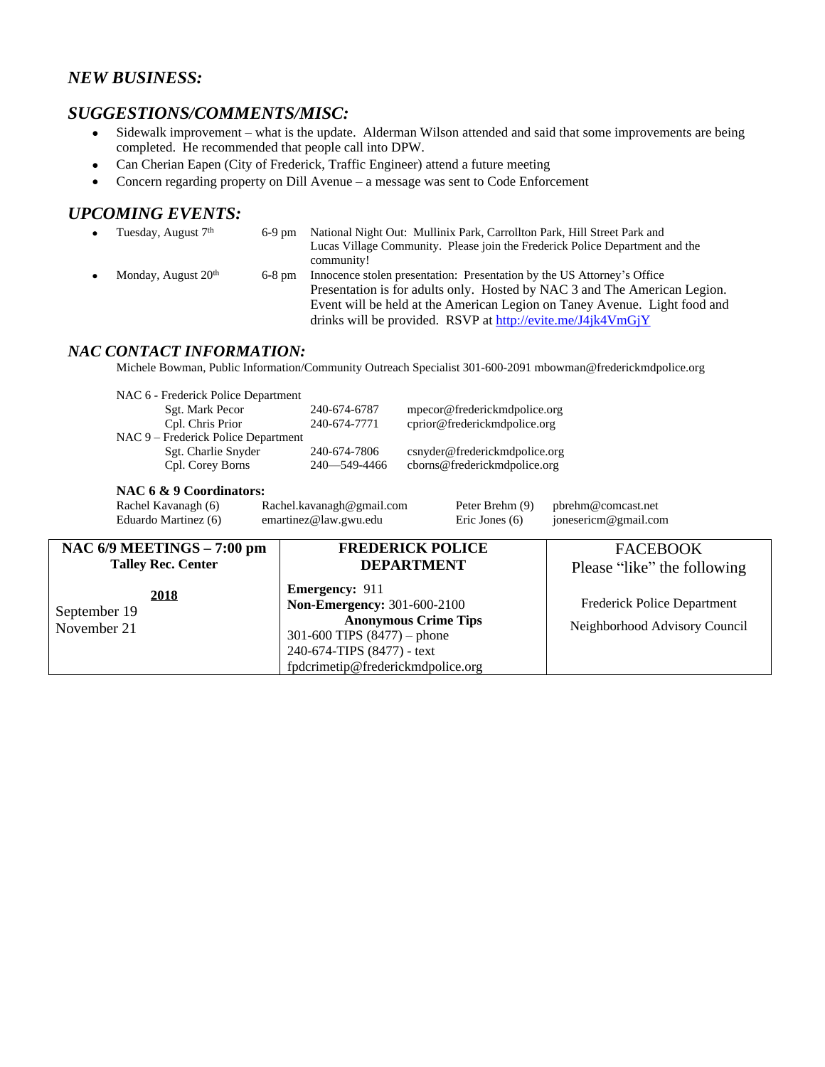### *NEW BUSINESS:*

### *SUGGESTIONS/COMMENTS/MISC:*

- Sidewalk improvement – what is the update. Alderman Wilson attended and said that some improvements are being completed. He recommended that people call into DPW.
- Can Cherian Eapen (City of Frederick, Traffic Engineer) attend a future meeting
- Concern regarding property on Dill Avenue – a message was sent to Code Enforcement

### *UPCOMING EVENTS:*

| | | |
|---|---|---|
| • Tuesday, August 7th | 6-9 pm | National Night Out: Mullinix Park, Carrollton Park, Hill Street Park and Lucas Village Community. Please join the Frederick Police Department and the community! |
| • Monday, August 20th | 6-8 pm | Innocence stolen presentation: Presentation by the US Attorney's Office Presentation is for adults only. Hosted by NAC 3 and The American Legion. Event will be held at the American Legion on Taney Avenue. Light food and drinks will be provided. RSVP at http://evite.me/J4jk4VmGjY |

### *NAC CONTACT INFORMATION:*

Michele Bowman, Public Information/Community Outreach Specialist 301-600-2091 mbowman@frederickmdpolice.org

| | | |
|---|---|---|
| NAC 6 - Frederick Police Department | | |
| Sgt. Mark Pecor | 240-674-6787 | mpecor@frederickmdpolice.org |
| Cpl. Chris Prior | 240-674-7771 | cprior@frederickmdpolice.org |
| NAC 9 – Frederick Police Department | | |
| Sgt. Charlie Snyder | 240-674-7806 | csnyder@frederickmdpolice.org |
| Cpl. Corey Borns | 240—549-4466 | cborns@frederickmdpolice.org |

**NAC 6 & 9 Coordinators:**

| | | | |
|---|---|---|---|
| Rachel Kavanagh (6) | Rachel.kavanagh@gmail.com | Peter Brehm (9) | pbrehm@comcast.net |
| Eduardo Martinez (6) | emartinez@law.gwu.edu | Eric Jones (6) | jonesericm@gmail.com |

| **NAC 6/9 MEETINGS – 7:00 pm** **Talley Rec. Center** | **FREDERICK POLICE DEPARTMENT** | FACEBOOK Please "like" the following |
|---|---|---|
| **2018** September 19 November 21 | **Emergency:** 911 **Non-Emergency:** 301-600-2100 **Anonymous Crime Tips** 301-600 TIPS (8477) – phone 240-674-TIPS (8477) - text fpdcrimetip@frederickmdpolice.org | Frederick Police Department Neighborhood Advisory Council |